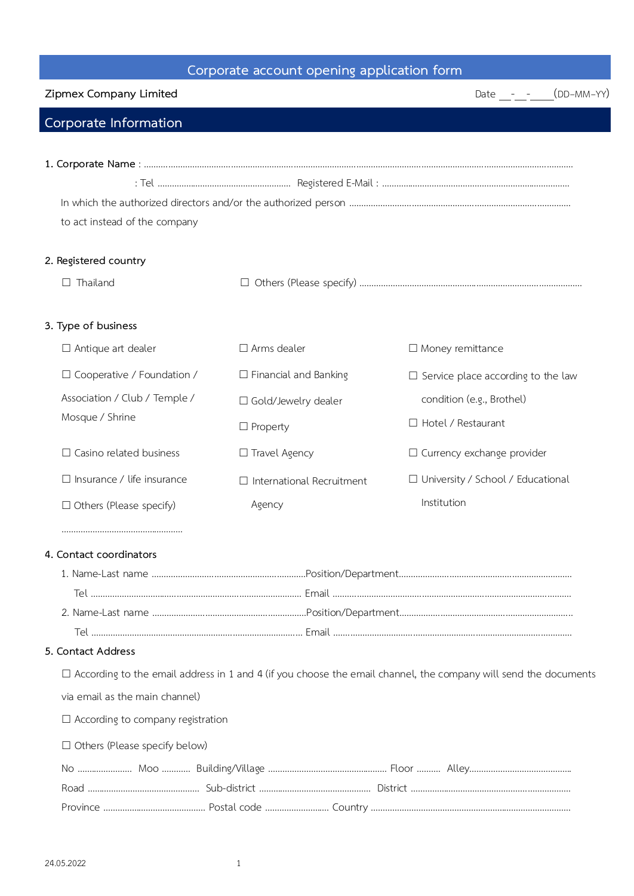# Corporate account opening application form

**Zipmex Company Limited** Date __-__-____(DD-MM-YY)

## Corporate Information

1. Corporate Name : ........................................................................................................................................................................................

: Tel ........................................................ Registered E-Mail : ...............................................................................

In which the authorized directors and/or the authorized person ........................................................................................................ to act instead of the company

2. Registered country

☐ Thailand ☐ Others (Please specify) ...........................................................................................................

3. Type of business

☐ Antique art dealer
☐ Arms dealer
☐ Money remittance
☐ Cooperative / Foundation / Association / Club / Temple / Mosque / Shrine
☐ Financial and Banking
☐ Service place according to the law condition (e.g., Brothel)
☐ Gold/Jewelry dealer
☐ Property
☐ Hotel / Restaurant
☐ Casino related business
☐ Travel Agency
☐ Currency exchange provider
☐ Insurance / life insurance
☐ International Recruitment Agency
☐ University / School / Educational Institution
☐ Others (Please specify) ....................................................

4. Contact coordinators

1. Name-Last name ......................................................................Position/Department.....................................................................................

Tel ............................................................................................ Email .....................................................................................................

2. Name-Last name ......................................................................Position/Department.....................................................................................

Tel ............................................................................................ Email .....................................................................................................

5. Contact Address

☐ According to the email address in 1 and 4 (if you choose the email channel, the company will send the documents via email as the main channel)

☐ According to company registration

☐ Others (Please specify below)

No ...................... Moo ........... Building/Village .................................................. Floor .......... Alley...........................................

Road ............................................... Sub-district ............................................... District ..................................................................

Province ........................................... Postal code .......................... Country ..................................................................................

24.05.2022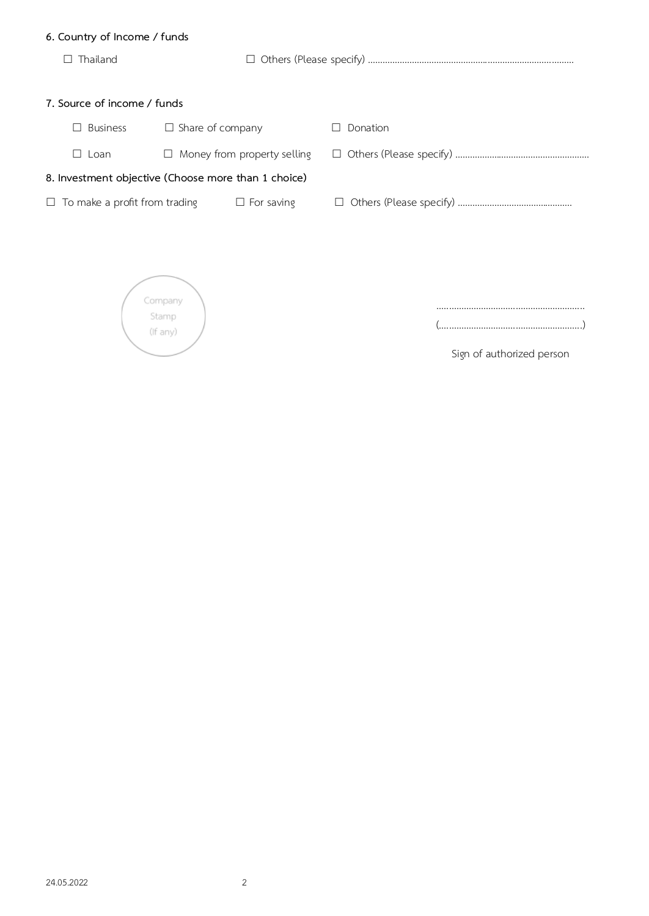**6. Country of Income / funds**

☐ Thailand ☐ Others (Please specify) ......................................................................................

**7. Source of income / funds**

☐ Business ☐ Share of company ☐ Donation

☐ Loan ☐ Money from property selling ☐ Others (Please specify) .......................................................

**8. Investment objective (Choose more than 1 choice)**

☐ To make a profit from trading ☐ For saving ☐ Others (Please specify) ...............................................

Company
Stamp
(If any)

............................................................

(..........................................................)

Sign of authorized person

24.05.2022